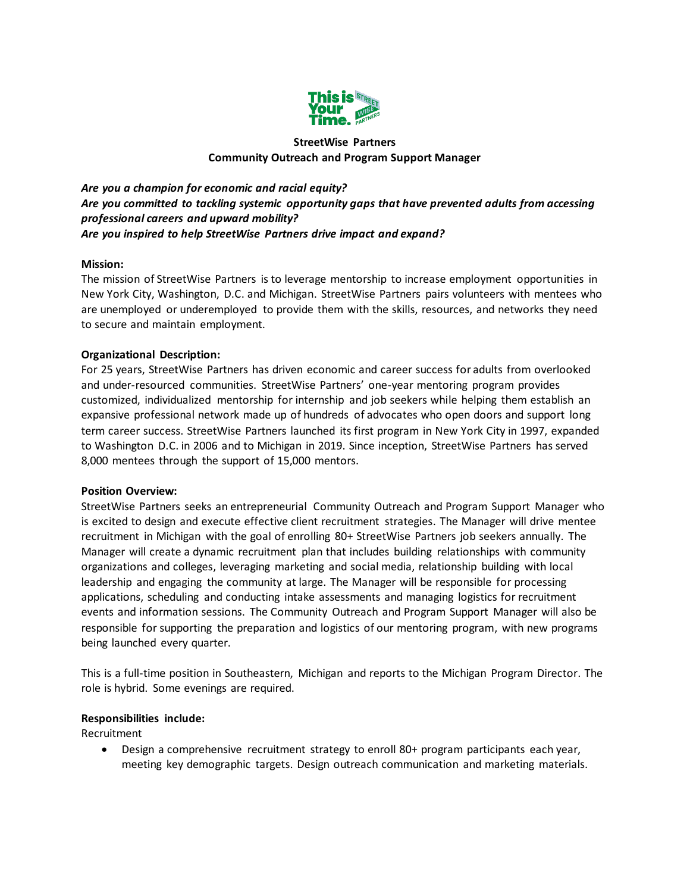**StreetWise Partners**
**Community Outreach and Program Support Manager**

***Are you a champion for economic and racial equity?***
***Are you committed to tackling systemic opportunity gaps that have prevented adults from accessing professional careers and upward mobility?***
***Are you inspired to help StreetWise Partners drive impact and expand?***

**Mission:**
The mission of StreetWise Partners is to leverage mentorship to increase employment opportunities in New York City, Washington, D.C. and Michigan. StreetWise Partners pairs volunteers with mentees who are unemployed or underemployed to provide them with the skills, resources, and networks they need to secure and maintain employment.

**Organizational Description:**
For 25 years, StreetWise Partners has driven economic and career success for adults from overlooked and under-resourced communities. StreetWise Partners' one-year mentoring program provides customized, individualized mentorship for internship and job seekers while helping them establish an expansive professional network made up of hundreds of advocates who open doors and support long term career success. StreetWise Partners launched its first program in New York City in 1997, expanded to Washington D.C. in 2006 and to Michigan in 2019. Since inception, StreetWise Partners has served 8,000 mentees through the support of 15,000 mentors.

**Position Overview:**
StreetWise Partners seeks an entrepreneurial Community Outreach and Program Support Manager who is excited to design and execute effective client recruitment strategies. The Manager will drive mentee recruitment in Michigan with the goal of enrolling 80+ StreetWise Partners job seekers annually. The Manager will create a dynamic recruitment plan that includes building relationships with community organizations and colleges, leveraging marketing and social media, relationship building with local leadership and engaging the community at large. The Manager will be responsible for processing applications, scheduling and conducting intake assessments and managing logistics for recruitment events and information sessions. The Community Outreach and Program Support Manager will also be responsible for supporting the preparation and logistics of our mentoring program, with new programs being launched every quarter.

This is a full-time position in Southeastern, Michigan and reports to the Michigan Program Director. The role is hybrid. Some evenings are required.

**Responsibilities include:**
Recruitment

- Design a comprehensive recruitment strategy to enroll 80+ program participants each year, meeting key demographic targets. Design outreach communication and marketing materials.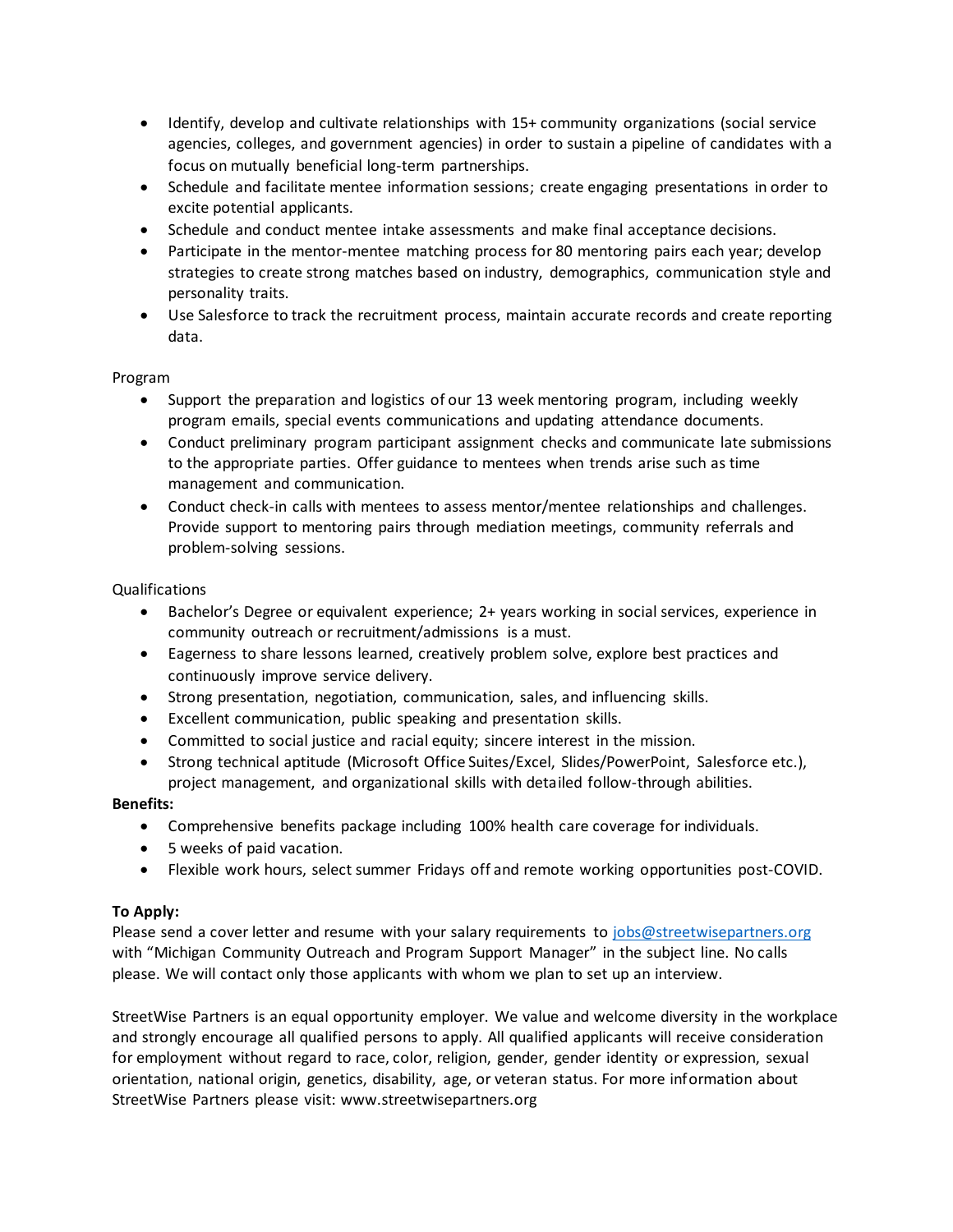- Identify, develop and cultivate relationships with 15+ community organizations (social service agencies, colleges, and government agencies) in order to sustain a pipeline of candidates with a focus on mutually beneficial long-term partnerships.
- Schedule and facilitate mentee information sessions; create engaging presentations in order to excite potential applicants.
- Schedule and conduct mentee intake assessments and make final acceptance decisions.
- Participate in the mentor-mentee matching process for 80 mentoring pairs each year; develop strategies to create strong matches based on industry, demographics, communication style and personality traits.
- Use Salesforce to track the recruitment process, maintain accurate records and create reporting data.

Program

- Support the preparation and logistics of our 13 week mentoring program, including weekly program emails, special events communications and updating attendance documents.
- Conduct preliminary program participant assignment checks and communicate late submissions to the appropriate parties. Offer guidance to mentees when trends arise such as time management and communication.
- Conduct check-in calls with mentees to assess mentor/mentee relationships and challenges. Provide support to mentoring pairs through mediation meetings, community referrals and problem-solving sessions.

Qualifications

- Bachelor's Degree or equivalent experience; 2+ years working in social services, experience in community outreach or recruitment/admissions is a must.
- Eagerness to share lessons learned, creatively problem solve, explore best practices and continuously improve service delivery.
- Strong presentation, negotiation, communication, sales, and influencing skills.
- Excellent communication, public speaking and presentation skills.
- Committed to social justice and racial equity; sincere interest in the mission.
- Strong technical aptitude (Microsoft Office Suites/Excel, Slides/PowerPoint, Salesforce etc.), project management, and organizational skills with detailed follow-through abilities.

**Benefits:**

- Comprehensive benefits package including 100% health care coverage for individuals.
- 5 weeks of paid vacation.
- Flexible work hours, select summer Fridays off and remote working opportunities post-COVID.

**To Apply:**

Please send a cover letter and resume with your salary requirements to jobs@streetwisepartners.org with "Michigan Community Outreach and Program Support Manager" in the subject line. No calls please. We will contact only those applicants with whom we plan to set up an interview.

StreetWise Partners is an equal opportunity employer. We value and welcome diversity in the workplace and strongly encourage all qualified persons to apply. All qualified applicants will receive consideration for employment without regard to race, color, religion, gender, gender identity or expression, sexual orientation, national origin, genetics, disability, age, or veteran status. For more information about StreetWise Partners please visit: www.streetwisepartners.org